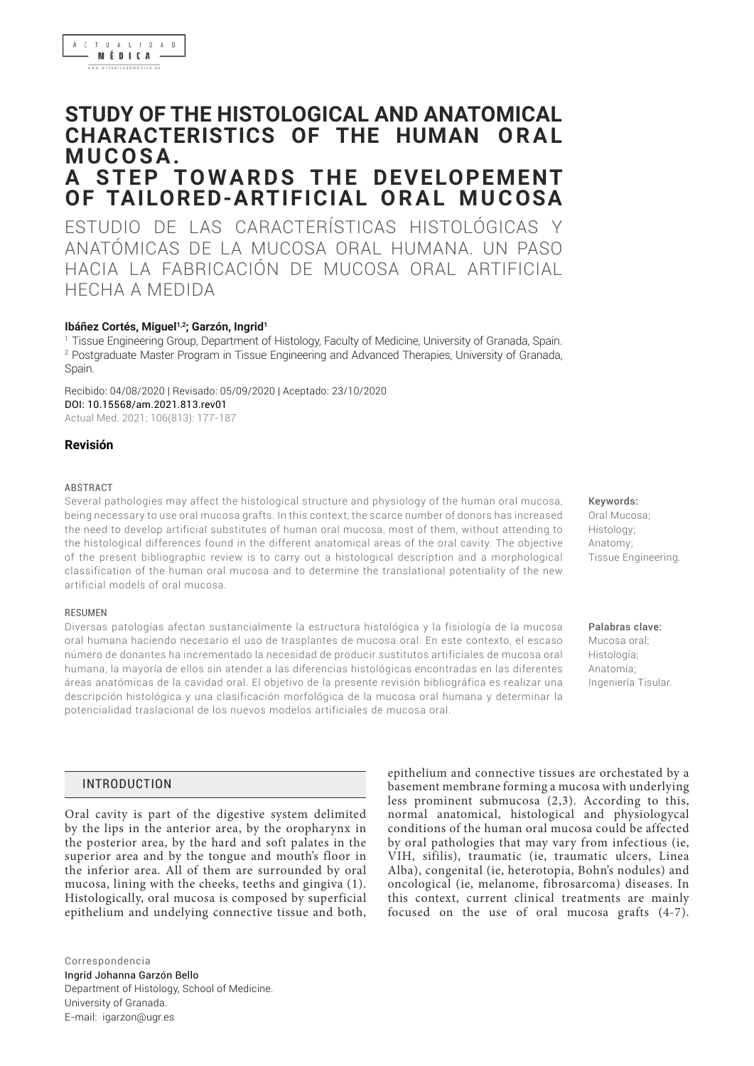# STUDY OF THE HISTOLOGICAL AND ANATOMICAL CHARACTERISTICS OF THE HUMAN ORAL MUCOSA. A STEP TOWARDS THE DEVELOPEMENT OF TAILORED-ARTIFICIAL ORAL MUCOSA

ESTUDIO DE LAS CARACTERÍSTICAS HISTOLÓGICAS Y ANATÓMICAS DE LA MUCOSA ORAL HUMANA. UN PASO HACIA LA FABRICACIÓN DE MUCOSA ORAL ARTIFICIAL HECHA A MEDIDA

**Ibáñez Cortés, Miguel[1,2]; Garzón, Ingrid[1]**

[1] Tissue Engineering Group, Department of Histology, Faculty of Medicine, University of Granada, Spain.
[2] Postgraduate Master Program in Tissue Engineering and Advanced Therapies, University of Granada, Spain.

Recibido: 04/08/2020 | Revisado: 05/09/2020 | Aceptado: 23/10/2020
DOI: 10.15568/am.2021.813.rev01
Actual Med. 2021; 106(813): 177-187

**Revisión**

ABSTRACT

Several pathologies may affect the histological structure and physiology of the human oral mucosa, being necessary to use oral mucosa grafts. In this context, the scarce number of donors has increased the need to develop artificial substitutes of human oral mucosa, most of them, without attending to the histological differences found in the different anatomical areas of the oral cavity. The objective of the present bibliographic review is to carry out a histological description and a morphological classification of the human oral mucosa and to determine the translational potentiality of the new artificial models of oral mucosa.

**Keywords:**
Oral Mucosa;
Histology;
Anatomy;
Tissue Engineering.

RESUMEN

Diversas patologías afectan sustancialmente la estructura histológica y la fisiología de la mucosa oral humana haciendo necesario el uso de trasplantes de mucosa oral. En este contexto, el escaso número de donantes ha incrementado la necesidad de producir sustitutos artificiales de mucosa oral humana, la mayoría de ellos sin atender a las diferencias histológicas encontradas en las diferentes áreas anatómicas de la cavidad oral. El objetivo de la presente revisión bibliográfica es realizar una descripción histológica y una clasificación morfológica de la mucosa oral humana y determinar la potencialidad traslacional de los nuevos modelos artificiales de mucosa oral.

**Palabras clave:**
Mucosa oral;
Histología;
Anatomía;
Ingeniería Tisular.

## INTRODUCTION

Oral cavity is part of the digestive system delimited by the lips in the anterior area, by the oropharynx in the posterior area, by the hard and soft palates in the superior area and by the tongue and mouth's floor in the inferior area. All of them are surrounded by oral mucosa, lining with the cheeks, teeths and gingiva (1). Histologically, oral mucosa is composed by superficial epithelium and undelying connective tissue and both, epithelium and connective tissues are orchestated by a basement membrane forming a mucosa with underlying less prominent submucosa (2,3). According to this, normal anatomical, histological and physiologycal conditions of the human oral mucosa could be affected by oral pathologies that may vary from infectious (ie, VIH, sifilis), traumatic (ie, traumatic ulcers, Linea Alba), congenital (ie, heterotopia, Bohn's nodules) and oncological (ie, melanome, fibrosarcoma) diseases. In this context, current clinical treatments are mainly focused on the use of oral mucosa grafts (4-7).

Correspondencia
Ingrid Johanna Garzón Bello
Department of Histology, School of Medicine.
University of Granada.
E-mail: igarzon@ugr.es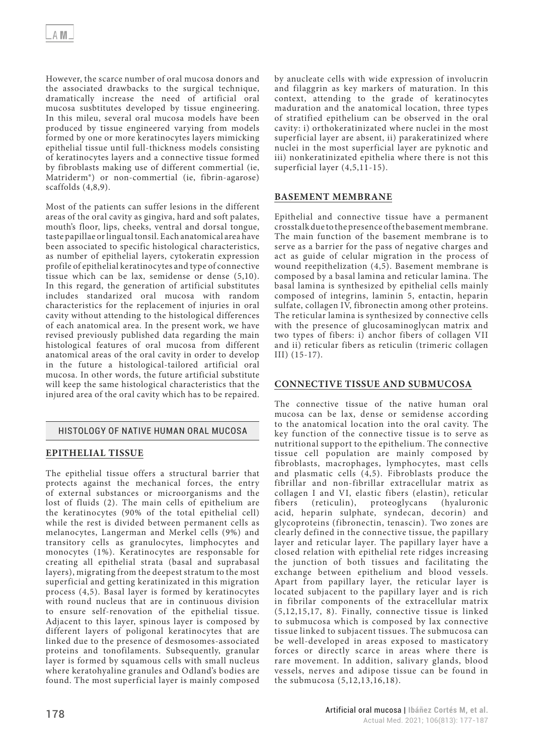However, the scarce number of oral mucosa donors and the associated drawbacks to the surgical technique, dramatically increase the need of artificial oral mucosa susbtitutes developed by tissue engineering. In this mileu, several oral mucosa models have been produced by tissue engineered varying from models formed by one or more keratinocytes layers mimicking epithelial tissue until full-thickness models consisting of keratinocytes layers and a connective tissue formed by fibroblasts making use of different commertial (ie, Matriderm®) or non-commertial (ie, fibrin-agarose) scaffolds (4,8,9).

Most of the patients can suffer lesions in the different areas of the oral cavity as gingiva, hard and soft palates, mouth's floor, lips, cheeks, ventral and dorsal tongue, taste papillae or lingual tonsil. Each anatomical area have been associated to specific histological characteristics, as number of epithelial layers, cytokeratin expression profile of epithelial keratinocytes and type of connective tissue which can be lax, semidense or dense (5,10). In this regard, the generation of artificial substitutes includes standarized oral mucosa with random characteristics for the replacement of injuries in oral cavity without attending to the histological differences of each anatomical area. In the present work, we have revised previously published data regarding the main histological features of oral mucosa from different anatomical areas of the oral cavity in order to develop in the future a histological-tailored artificial oral mucosa. In other words, the future artificial substitute will keep the same histological characteristics that the injured area of the oral cavity which has to be repaired.

## HISTOLOGY OF NATIVE HUMAN ORAL MUCOSA

### EPITHELIAL TISSUE

The epithelial tissue offers a structural barrier that protects against the mechanical forces, the entry of external substances or microorganisms and the lost of fluids (2). The main cells of epithelium are the keratinocytes (90% of the total epithelial cell) while the rest is divided between permanent cells as melanocytes, Langerman and Merkel cells (9%) and transitory cells as granulocytes, limphocytes and monocytes (1%). Keratinocytes are responsable for creating all epithelial strata (basal and suprabasal layers), migrating from the deepest stratum to the most superficial and getting keratinizated in this migration process (4,5). Basal layer is formed by keratinocytes with round nucleus that are in continuous division to ensure self-renovation of the epithelial tissue. Adjacent to this layer, spinous layer is composed by different layers of poligonal keratinocytes that are linked due to the presence of desmosomes-associated proteins and tonofilaments. Subsequently, granular layer is formed by squamous cells with small nucleus where keratohyaline granules and Odland's bodies are found. The most superficial layer is mainly composed by anucleate cells with wide expression of involucrin and filaggrin as key markers of maturation. In this context, attending to the grade of keratinocytes maduration and the anatomical location, three types of stratified epithelium can be observed in the oral cavity: i) orthokeratinizated where nuclei in the most superficial layer are absent, ii) parakeratinized where nuclei in the most superficial layer are pyknotic and iii) nonkeratinizated epithelia where there is not this superficial layer (4,5,11-15).

### BASEMENT MEMBRANE

Epithelial and connective tissue have a permanent crosstalk due to the presence of the basement membrane. The main function of the basement membrane is to serve as a barrier for the pass of negative charges and act as guide of celular migration in the process of wound reepithelization (4,5). Basement membrane is composed by a basal lamina and reticular lamina. The basal lamina is synthesized by epithelial cells mainly composed of integrins, laminin 5, entactin, heparin sulfate, collagen IV, fibronectin among other proteins. The reticular lamina is synthesized by connective cells with the presence of glucosaminoglycan matrix and two types of fibers: i) anchor fibers of collagen VII and ii) reticular fibers as reticulin (trimeric collagen III) (15-17).

### CONNECTIVE TISSUE AND SUBMUCOSA

The connective tissue of the native human oral mucosa can be lax, dense or semidense according to the anatomical location into the oral cavity. The key function of the connective tissue is to serve as nutritional support to the epithelium. The connective tissue cell population are mainly composed by fibroblasts, macrophages, lymphocytes, mast cells and plasmatic cells (4,5). Fibroblasts produce the fibrillar and non-fibrillar extracellular matrix as collagen I and VI, elastic fibers (elastin), reticular fibers (reticulin), proteoglycans (hyaluronic acid, heparin sulphate, syndecan, decorin) and glycoproteins (fibronectin, tenascin). Two zones are clearly defined in the connective tissue, the papillary layer and reticular layer. The papillary layer have a closed relation with epithelial rete ridges increasing the junction of both tissues and facilitating the exchange between epithelium and blood vessels. Apart from papillary layer, the reticular layer is located subjacent to the papillary layer and is rich in fibrilar components of the extracellular matrix (5,12,15,17, 8). Finally, connective tissue is linked to submucosa which is composed by lax connective tissue linked to subjacent tissues. The submucosa can be well-developed in areas exposed to masticatory forces or directly scarce in areas where there is rare movement. In addition, salivary glands, blood vessels, nerves and adipose tissue can be found in the submucosa (5,12,13,16,18).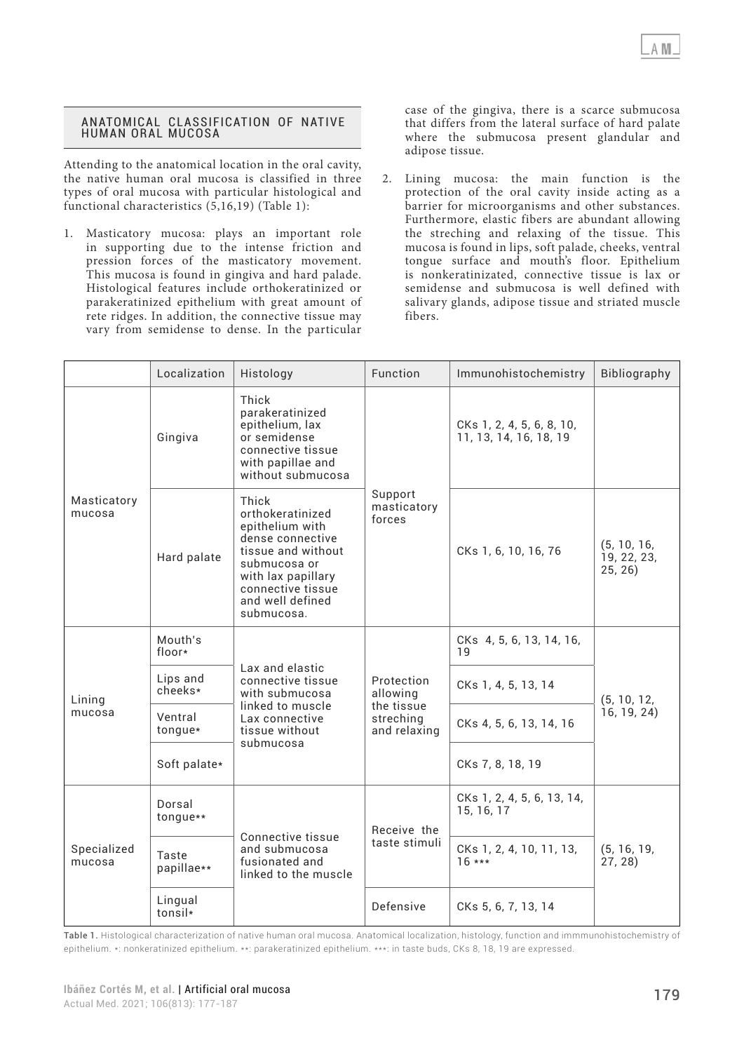## ANATOMICAL CLASSIFICATION OF NATIVE HUMAN ORAL MUCOSA

Attending to the anatomical location in the oral cavity, the native human oral mucosa is classified in three types of oral mucosa with particular histological and functional characteristics (5,16,19) (Table 1):

1. Masticatory mucosa: plays an important role in supporting due to the intense friction and pression forces of the masticatory movement. This mucosa is found in gingiva and hard palade. Histological features include orthokeratinized or parakeratinized epithelium with great amount of rete ridges. In addition, the connective tissue may vary from semidense to dense. In the particular case of the gingiva, there is a scarce submucosa that differs from the lateral surface of hard palate where the submucosa present glandular and adipose tissue.

2. Lining mucosa: the main function is the protection of the oral cavity inside acting as a barrier for microorganisms and other substances. Furthermore, elastic fibers are abundant allowing the streching and relaxing of the tissue. This mucosa is found in lips, soft palade, cheeks, ventral tongue surface and mouth's floor. Epithelium is nonkeratinizated, connective tissue is lax or semidense and submucosa is well defined with salivary glands, adipose tissue and striated muscle fibers.

| | Localization | Histology | Function | Immunohistochemistry | Bibliography |
|---|---|---|---|---|---|
| Masticatory mucosa | Gingiva | Thick parakeratinized epithelium, lax or semidense connective tissue with papillae and without submucosa | Support masticatory forces | CKs 1, 2, 4, 5, 6, 8, 10, 11, 13, 14, 16, 18, 19 | (5, 10, 16, 19, 22, 23, 25, 26) |
| | Hard palate | Thick orthokeratinized epithelium with dense connective tissue and without submucosa or with lax papillary connective tissue and well defined submucosa. | | CKs 1, 6, 10, 16, 76 | |
| Lining mucosa | Mouth's floor* | Lax and elastic connective tissue with submucosa linked to muscle Lax connective tissue without submucosa | Protection allowing the tissue streching and relaxing | CKs 4, 5, 6, 13, 14, 16, 19 | (5, 10, 12, 16, 19, 24) |
| | Lips and cheeks* | | | CKs 1, 4, 5, 13, 14 | |
| | Ventral tongue* | | | CKs 4, 5, 6, 13, 14, 16 | |
| | Soft palate* | | | CKs 7, 8, 18, 19 | |
| Specialized mucosa | Dorsal tongue** | Connective tissue and submucosa fusionated and linked to the muscle | Receive the taste stimuli | CKs 1, 2, 4, 5, 6, 13, 14, 15, 16, 17 | (5, 16, 19, 27, 28) |
| | Taste papillae** | | | CKs 1, 2, 4, 10, 11, 13, 16 *** | |
| | Lingual tonsil* | | Defensive | CKs 5, 6, 7, 13, 14 | |

Table 1. Histological characterization of native human oral mucosa. Anatomical localization, histology, function and immmunohistochemistry of epithelium. *: nonkeratinized epithelium. **: parakeratinized epithelium. ***: in taste buds, CKs 8, 18, 19 are expressed.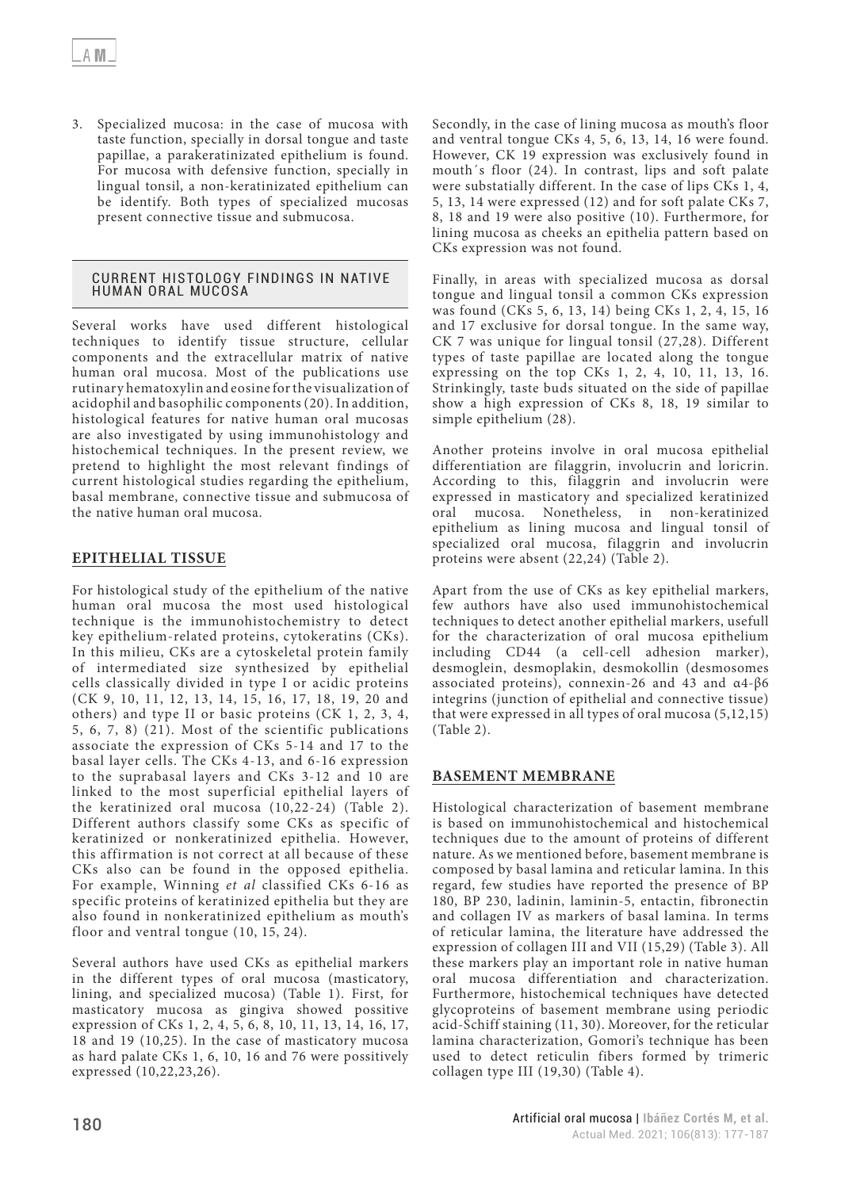3. Specialized mucosa: in the case of mucosa with taste function, specially in dorsal tongue and taste papillae, a parakeratinizated epithelium is found. For mucosa with defensive function, specially in lingual tonsil, a non-keratinizated epithelium can be identify. Both types of specialized mucosas present connective tissue and submucosa.

## CURRENT HISTOLOGY FINDINGS IN NATIVE HUMAN ORAL MUCOSA

Several works have used different histological techniques to identify tissue structure, cellular components and the extracellular matrix of native human oral mucosa. Most of the publications use rutinary hematoxylin and eosine for the visualization of acidophil and basophilic components (20). In addition, histological features for native human oral mucosas are also investigated by using immunohistology and histochemical techniques. In the present review, we pretend to highlight the most relevant findings of current histological studies regarding the epithelium, basal membrane, connective tissue and submucosa of the native human oral mucosa.

### EPITHELIAL TISSUE

For histological study of the epithelium of the native human oral mucosa the most used histological technique is the immunohistochemistry to detect key epithelium-related proteins, cytokeratins (CKs). In this milieu, CKs are a cytoskeletal protein family of intermediated size synthesized by epithelial cells classically divided in type I or acidic proteins (CK 9, 10, 11, 12, 13, 14, 15, 16, 17, 18, 19, 20 and others) and type II or basic proteins (CK 1, 2, 3, 4, 5, 6, 7, 8) (21). Most of the scientific publications associate the expression of CKs 5-14 and 17 to the basal layer cells. The CKs 4-13, and 6-16 expression to the suprabasal layers and CKs 3-12 and 10 are linked to the most superficial epithelial layers of the keratinized oral mucosa (10,22-24) (Table 2). Different authors classify some CKs as specific of keratinized or nonkeratinized epithelia. However, this affirmation is not correct at all because of these CKs also can be found in the opposed epithelia. For example, Winning *et al* classified CKs 6-16 as specific proteins of keratinized epithelia but they are also found in nonkeratinized epithelium as mouth's floor and ventral tongue (10, 15, 24).

Several authors have used CKs as epithelial markers in the different types of oral mucosa (masticatory, lining, and specialized mucosa) (Table 1). First, for masticatory mucosa as gingiva showed possitive expression of CKs 1, 2, 4, 5, 6, 8, 10, 11, 13, 14, 16, 17, 18 and 19 (10,25). In the case of masticatory mucosa as hard palate CKs 1, 6, 10, 16 and 76 were possitively expressed (10,22,23,26).

Secondly, in the case of lining mucosa as mouth's floor and ventral tongue CKs 4, 5, 6, 13, 14, 16 were found. However, CK 19 expression was exclusively found in mouth´s floor (24). In contrast, lips and soft palate were substatially different. In the case of lips CKs 1, 4, 5, 13, 14 were expressed (12) and for soft palate CKs 7, 8, 18 and 19 were also positive (10). Furthermore, for lining mucosa as cheeks an epithelia pattern based on CKs expression was not found.

Finally, in areas with specialized mucosa as dorsal tongue and lingual tonsil a common CKs expression was found (CKs 5, 6, 13, 14) being CKs 1, 2, 4, 15, 16 and 17 exclusive for dorsal tongue. In the same way, CK 7 was unique for lingual tonsil (27,28). Different types of taste papillae are located along the tongue expressing on the top CKs 1, 2, 4, 10, 11, 13, 16. Strinkingly, taste buds situated on the side of papillae show a high expression of CKs 8, 18, 19 similar to simple epithelium (28).

Another proteins involve in oral mucosa epithelial differentiation are filaggrin, involucrin and loricrin. According to this, filaggrin and involucrin were expressed in masticatory and specialized keratinized oral mucosa. Nonetheless, in non-keratinized epithelium as lining mucosa and lingual tonsil of specialized oral mucosa, filaggrin and involucrin proteins were absent (22,24) (Table 2).

Apart from the use of CKs as key epithelial markers, few authors have also used immunohistochemical techniques to detect another epithelial markers, usefull for the characterization of oral mucosa epithelium including CD44 (a cell-cell adhesion marker), desmoglein, desmoplakin, desmokollin (desmosomes associated proteins), connexin-26 and 43 and $\alpha$4-$\beta$6 integrins (junction of epithelial and connective tissue) that were expressed in all types of oral mucosa (5,12,15) (Table 2).

### BASEMENT MEMBRANE

Histological characterization of basement membrane is based on immunohistochemical and histochemical techniques due to the amount of proteins of different nature. As we mentioned before, basement membrane is composed by basal lamina and reticular lamina. In this regard, few studies have reported the presence of BP 180, BP 230, ladinin, laminin-5, entactin, fibronectin and collagen IV as markers of basal lamina. In terms of reticular lamina, the literature have addressed the expression of collagen III and VII (15,29) (Table 3). All these markers play an important role in native human oral mucosa differentiation and characterization. Furthermore, histochemical techniques have detected glycoproteins of basement membrane using periodic acid-Schiff staining (11, 30). Moreover, for the reticular lamina characterization, Gomori's technique has been used to detect reticulin fibers formed by trimeric collagen type III (19,30) (Table 4).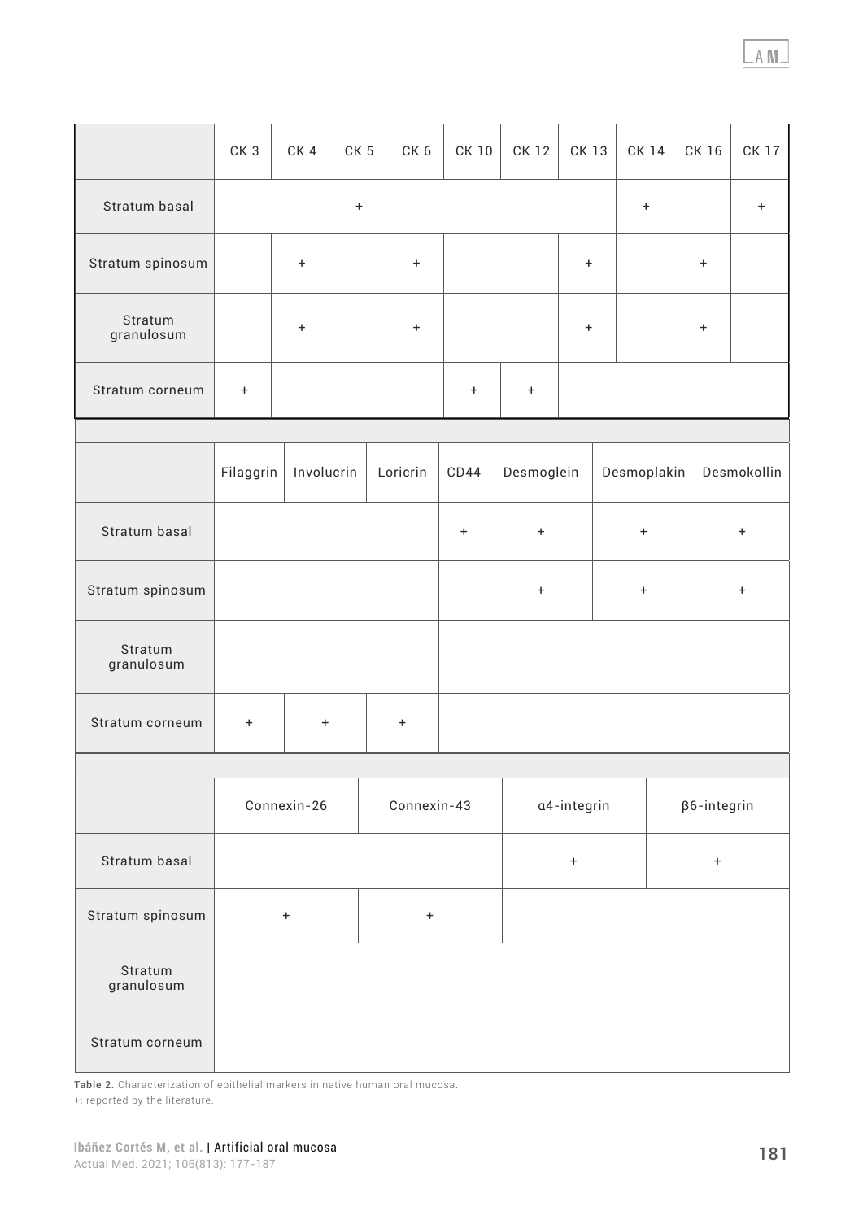| | CK 3 | CK 4 | CK 5 | CK 6 | CK 10 | CK 12 | CK 13 | CK 14 | CK 16 | CK 17 |
|---|---|---|---|---|---|---|---|---|---|---|
| Stratum basal | | | + | | | | | + | | + |
| Stratum spinosum | | + | | + | | | + | | + | |
| Stratum granulosum | | + | | + | | | + | | + | |
| Stratum corneum | + | | | | + | + | | | | |

| | Filaggrin | Involucrin | Loricrin | CD44 | Desmoglein | Desmoplakin | Desmokollin |
|---|---|---|---|---|---|---|---|
| Stratum basal | | | | + | + | + | + |
| Stratum spinosum | | | | | + | + | + |
| Stratum granulosum | | | | | | | |
| Stratum corneum | + | + | + | | | | |

| | Connexin-26 | Connexin-43 | α4-integrin | β6-integrin |
|---|---|---|---|---|
| Stratum basal | | | + | + |
| Stratum spinosum | + | + | | |
| Stratum granulosum | | | | |
| Stratum corneum | | | | |

**Table 2.** Characterization of epithelial markers in native human oral mucosa.
+: reported by the literature.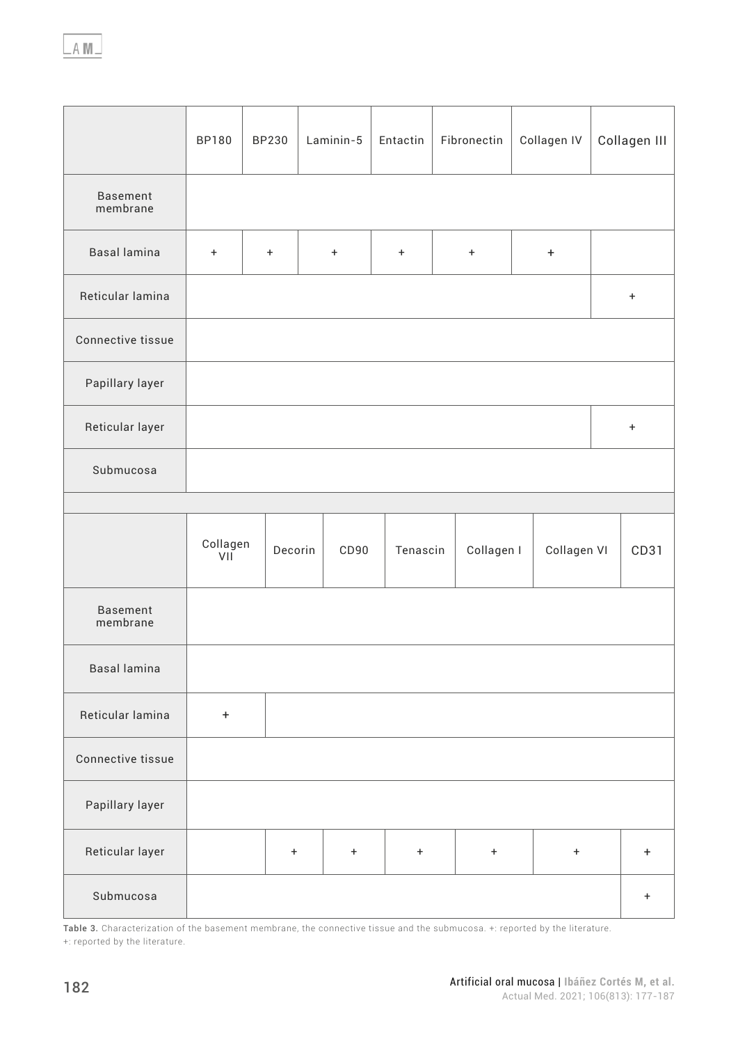|  | BP180 | BP230 | Laminin-5 | Entactin | Fibronectin | Collagen IV | Collagen III |
|---|---|---|---|---|---|---|---|
| Basement membrane |  |  |  |  |  |  |  |
| Basal lamina | + | + | + | + | + | + |  |
| Reticular lamina |  |  |  |  |  |  | + |
| Connective tissue |  |  |  |  |  |  |  |
| Papillary layer |  |  |  |  |  |  |  |
| Reticular layer |  |  |  |  |  |  | + |
| Submucosa |  |  |  |  |  |  |  |

|  | Collagen VII | Decorin | CD90 | Tenascin | Collagen I | Collagen VI | CD31 |
|---|---|---|---|---|---|---|---|
| Basement membrane |  |  |  |  |  |  |  |
| Basal lamina |  |  |  |  |  |  |  |
| Reticular lamina | + |  |  |  |  |  |  |
| Connective tissue |  |  |  |  |  |  |  |
| Papillary layer |  |  |  |  |  |  |  |
| Reticular layer |  | + | + | + | + | + | + |
| Submucosa |  |  |  |  |  |  | + |

**Table 3.** Characterization of the basement membrane, the connective tissue and the submucosa. +: reported by the literature.
+: reported by the literature.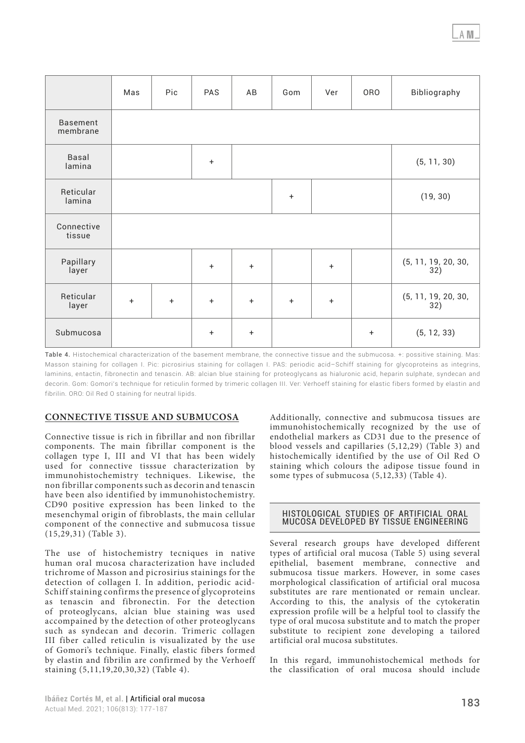| | Mas | Pic | PAS | AB | Gom | Ver | ORO | Bibliography |
|---|---|---|---|---|---|---|---|---|
| Basement membrane | | | | | | | | |
| Basal lamina | | | + | | | | | (5, 11, 30) |
| Reticular lamina | | | | | + | | | (19, 30) |
| Connective tissue | | | | | | | | |
| Papillary layer | | | + | + | | + | | (5, 11, 19, 20, 30, 32) |
| Reticular layer | + | + | + | + | + | + | | (5, 11, 19, 20, 30, 32) |
| Submucosa | | | + | + | | | + | (5, 12, 33) |

**Table 4.** Histochemical characterization of the basement membrane, the connective tissue and the submucosa. +: possitive staining. Mas: Masson staining for collagen I. Pic: picrosirius staining for collagen I. PAS: periodic acid–Schiff staining for glycoproteins as integrins, laminins, entactin, fibronectin and tenascin. AB: alcian blue staining for proteoglycans as hialuronic acid, heparin sulphate, syndecan and decorin. Gom: Gomori's technique for reticulin formed by trimeric collagen III. Ver: Verhoeff staining for elastic fibers formed by elastin and fibrilin. ORO: Oil Red O staining for neutral lipids.

## CONNECTIVE TISSUE AND SUBMUCOSA

Connective tissue is rich in fibrillar and non fibrillar components. The main fibrillar component is the collagen type I, III and VI that has been widely used for connective tisssue characterization by immunohistochemistry techniques. Likewise, the non fibrillar components such as decorin and tenascin have been also identified by immunohistochemistry. CD90 positive expression has been linked to the mesenchymal origin of fibroblasts, the main cellular component of the connective and submucosa tissue (15,29,31) (Table 3).

The use of histochemistry tecniques in native human oral mucosa characterization have included trichrome of Masson and picrosirius stainings for the detection of collagen I. In addition, periodic acid-Schiff staining confirms the presence of glycoproteins as tenascin and fibronectin. For the detection of proteoglycans, alcian blue staining was used accompained by the detection of other proteoglycans such as syndecan and decorin. Trimeric collagen III fiber called reticulin is visualizated by the use of Gomori's technique. Finally, elastic fibers formed by elastin and fibrilin are confirmed by the Verhoeff staining (5,11,19,20,30,32) (Table 4).

Additionally, connective and submucosa tissues are immunohistochemically recognized by the use of endothelial markers as CD31 due to the presence of blood vessels and capillaries (5,12,29) (Table 3) and histochemically identified by the use of Oil Red O staining which colours the adipose tissue found in some types of submucosa (5,12,33) (Table 4).

## HISTOLOGICAL STUDIES OF ARTIFICIAL ORAL MUCOSA DEVELOPED BY TISSUE ENGINEERING

Several research groups have developed different types of artificial oral mucosa (Table 5) using several epithelial, basement membrane, connective and submucosa tissue markers. However, in some cases morphological classification of artificial oral mucosa substitutes are rare mentionated or remain unclear. According to this, the analysis of the cytokeratin expression profile will be a helpful tool to classify the type of oral mucosa substitute and to match the proper substitute to recipient zone developing a tailored artificial oral mucosa substitutes.

In this regard, immunohistochemical methods for the classification of oral mucosa should include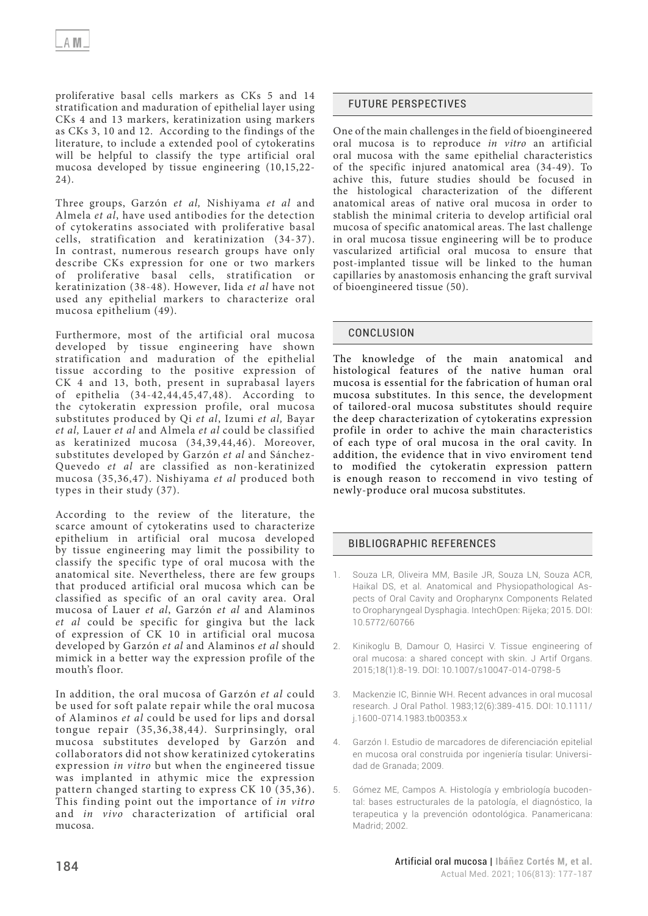proliferative basal cells markers as CKs 5 and 14 stratification and maduration of epithelial layer using CKs 4 and 13 markers, keratinization using markers as CKs 3, 10 and 12. According to the findings of the literature, to include a extended pool of cytokeratins will be helpful to classify the type artificial oral mucosa developed by tissue engineering (10,15,22-24).

Three groups, Garzón *et al,* Nishiyama *et al* and Almela *et al*, have used antibodies for the detection of cytokeratins associated with proliferative basal cells, stratification and keratinization (34-37). In contrast, numerous research groups have only describe CKs expression for one or two markers of proliferative basal cells, stratification or keratinization (38-48). However, Iida *et al* have not used any epithelial markers to characterize oral mucosa epithelium (49).

Furthermore, most of the artificial oral mucosa developed by tissue engineering have shown stratification and maduration of the epithelial tissue according to the positive expression of CK 4 and 13, both, present in suprabasal layers of epithelia (34-42,44,45,47,48). According to the cytokeratin expression profile, oral mucosa substitutes produced by Qi *et al*, Izumi *et al,* Bayar *et al,* Lauer *et al* and Almela *et al* could be classified as keratinized mucosa (34,39,44,46). Moreover, substitutes developed by Garzón *et al* and Sánchez-Quevedo *et al* are classified as non-keratinized mucosa (35,36,47). Nishiyama *et al* produced both types in their study (37).

According to the review of the literature, the scarce amount of cytokeratins used to characterize epithelium in artificial oral mucosa developed by tissue engineering may limit the possibility to classify the specific type of oral mucosa with the anatomical site. Nevertheless, there are few groups that produced artificial oral mucosa which can be classified as specific of an oral cavity area. Oral mucosa of Lauer *et al*, Garzón *et al* and Alaminos *et al* could be specific for gingiva but the lack of expression of CK 10 in artificial oral mucosa developed by Garzón *et al* and Alaminos *et al* should mimick in a better way the expression profile of the mouth's floor.

In addition, the oral mucosa of Garzón *et al* could be used for soft palate repair while the oral mucosa of Alaminos *et al* could be used for lips and dorsal tongue repair (35,36,38,44*)*. Surprinsingly, oral mucosa substitutes developed by Garzón and collaborators did not show keratinized cytokeratins expression *in vitro* but when the engineered tissue was implanted in athymic mice the expression pattern changed starting to express CK 10 (35,36). This finding point out the importance of *in vitro* and *in vivo* characterization of artificial oral mucosa.

## FUTURE PERSPECTIVES

One of the main challenges in the field of bioengineered oral mucosa is to reproduce *in vitro* an artificial oral mucosa with the same epithelial characteristics of the specific injured anatomical area (34-49). To achive this, future studies should be focused in the histological characterization of the different anatomical areas of native oral mucosa in order to stablish the minimal criteria to develop artificial oral mucosa of specific anatomical areas. The last challenge in oral mucosa tissue engineering will be to produce vascularized artificial oral mucosa to ensure that post-implanted tissue will be linked to the human capillaries by anastomosis enhancing the graft survival of bioengineered tissue (50).

## CONCLUSION

The knowledge of the main anatomical and histological features of the native human oral mucosa is essential for the fabrication of human oral mucosa substitutes. In this sence, the development of tailored-oral mucosa substitutes should require the deep characterization of cytokeratins expression profile in order to achive the main characteristics of each type of oral mucosa in the oral cavity. In addition, the evidence that in vivo enviroment tend to modified the cytokeratin expression pattern is enough reason to reccomend in vivo testing of newly-produce oral mucosa substitutes.

## BIBLIOGRAPHIC REFERENCES

1. Souza LR, Oliveira MM, Basile JR, Souza LN, Souza ACR, Haikal DS, et al. Anatomical and Physiopathological Aspects of Oral Cavity and Oropharynx Components Related to Oropharyngeal Dysphagia. IntechOpen: Rijeka; 2015. DOI: 10.5772/60766
2. Kinikoglu B, Damour O, Hasirci V. Tissue engineering of oral mucosa: a shared concept with skin. J Artif Organs. 2015;18(1):8-19. DOI: 10.1007/s10047-014-0798-5
3. Mackenzie IC, Binnie WH. Recent advances in oral mucosal research. J Oral Pathol. 1983;12(6):389-415. DOI: 10.1111/j.1600-0714.1983.tb00353.x
4. Garzón I. Estudio de marcadores de diferenciación epitelial en mucosa oral construida por ingeniería tisular: Universidad de Granada; 2009.
5. Gómez ME, Campos A. Histología y embriología bucodental: bases estructurales de la patología, el diagnóstico, la terapeutica y la prevención odontológica. Panamericana: Madrid; 2002.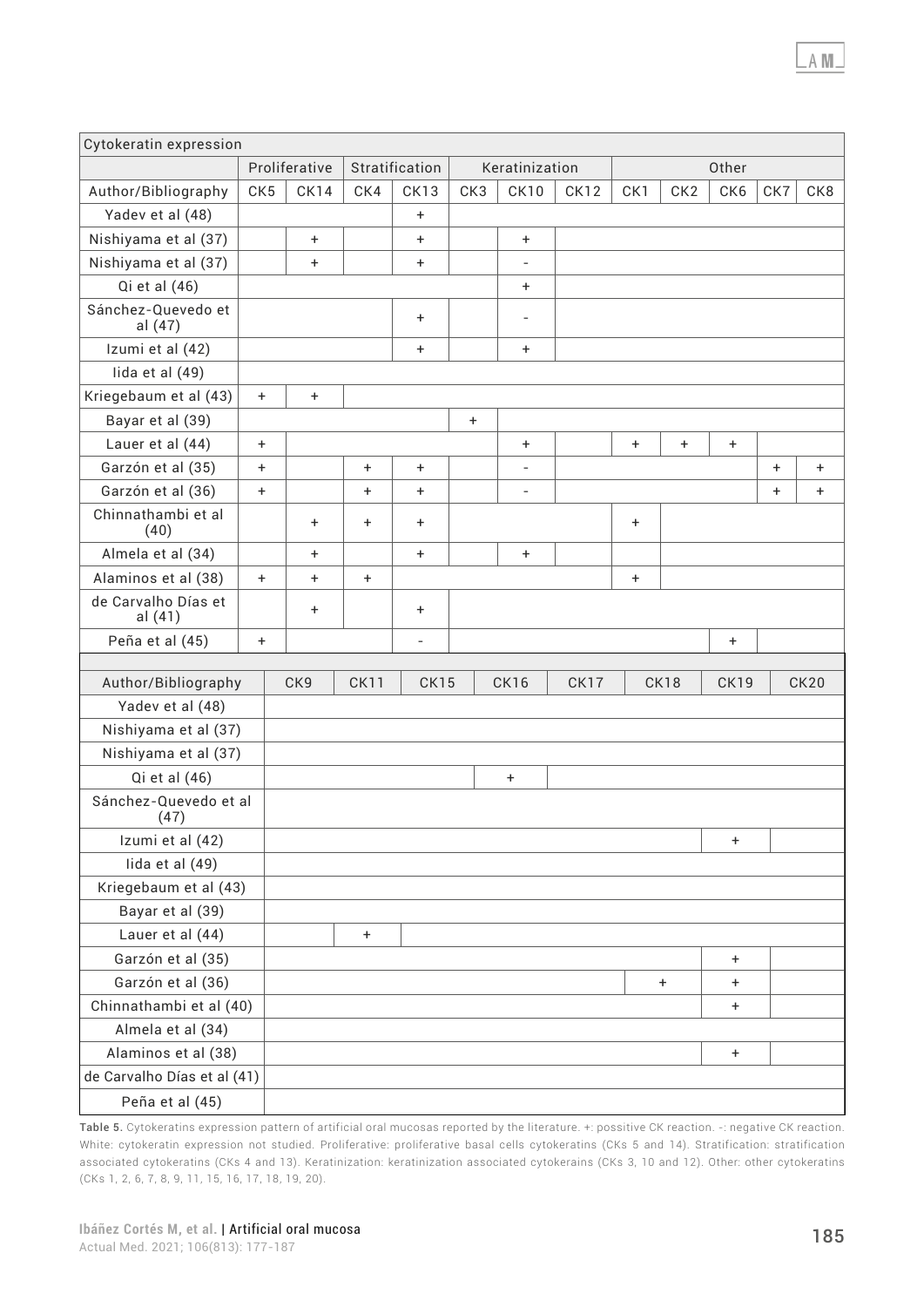| Cytokeratin expression | | | | | | | | | | | | |
|---|---|---|---|---|---|---|---|---|---|---|---|---|
| | Proliferative | | Stratification | | Keratinization | | | Other | | | | |
| Author/Bibliography | CK5 | CK14 | CK4 | CK13 | CK3 | CK10 | CK12 | CK1 | CK2 | CK6 | CK7 | CK8 |
| Yadev et al (48) | | | | + | | | | | | | | |
| Nishiyama et al (37) | | + | | + | | + | | | | | | |
| Nishiyama et al (37) | | + | | + | | - | | | | | | |
| Qi et al (46) | | | | | | + | | | | | | |
| Sánchez-Quevedo et al (47) | | | | + | | - | | | | | | |
| Izumi et al (42) | | | | + | | + | | | | | | |
| Iida et al (49) | | | | | | | | | | | | |
| Kriegebaum et al (43) | + | + | | | | | | | | | | |
| Bayar et al (39) | | | | | + | | | | | | | |
| Lauer et al (44) | + | | | | | + | | + | + | + | | |
| Garzón et al (35) | + | | + | + | | - | | | | | + | + |
| Garzón et al (36) | + | | + | + | | - | | | | | + | + |
| Chinnathambi et al (40) | | + | + | + | | | | + | | | | |
| Almela et al (34) | | + | | + | | + | | | | | | |
| Alaminos et al (38) | + | + | + | | | | | + | | | | |
| de Carvalho Días et al (41) | | + | | + | | | | | | | | |
| Peña et al (45) | + | | | - | | | | | | + | | |

| Author/Bibliography | CK9 | CK11 | CK15 | CK16 | CK17 | CK18 | CK19 | CK20 |
|---|---|---|---|---|---|---|---|---|
| Yadev et al (48) | | | | | | | | |
| Nishiyama et al (37) | | | | | | | | |
| Nishiyama et al (37) | | | | | | | | |
| Qi et al (46) | | | | + | | | | |
| Sánchez-Quevedo et al (47) | | | | | | | | |
| Izumi et al (42) | | | | | | | + | |
| Iida et al (49) | | | | | | | | |
| Kriegebaum et al (43) | | | | | | | | |
| Bayar et al (39) | | | | | | | | |
| Lauer et al (44) | | + | | | | | | |
| Garzón et al (35) | | | | | | | + | |
| Garzón et al (36) | | | | | | + | + | |
| Chinnathambi et al (40) | | | | | | | + | |
| Almela et al (34) | | | | | | | | |
| Alaminos et al (38) | | | | | | | + | |
| de Carvalho Días et al (41) | | | | | | | | |
| Peña et al (45) | | | | | | | | |

**Table 5.** Cytokeratins expression pattern of artificial oral mucosas reported by the literature. +: possitive CK reaction. -: negative CK reaction. White: cytokeratin expression not studied. Proliferative: proliferative basal cells cytokeratins (CKs 5 and 14). Stratification: stratification associated cytokeratins (CKs 4 and 13). Keratinization: keratinization associated cytokerains (CKs 3, 10 and 12). Other: other cytokeratins (CKs 1, 2, 6, 7, 8, 9, 11, 15, 16, 17, 18, 19, 20).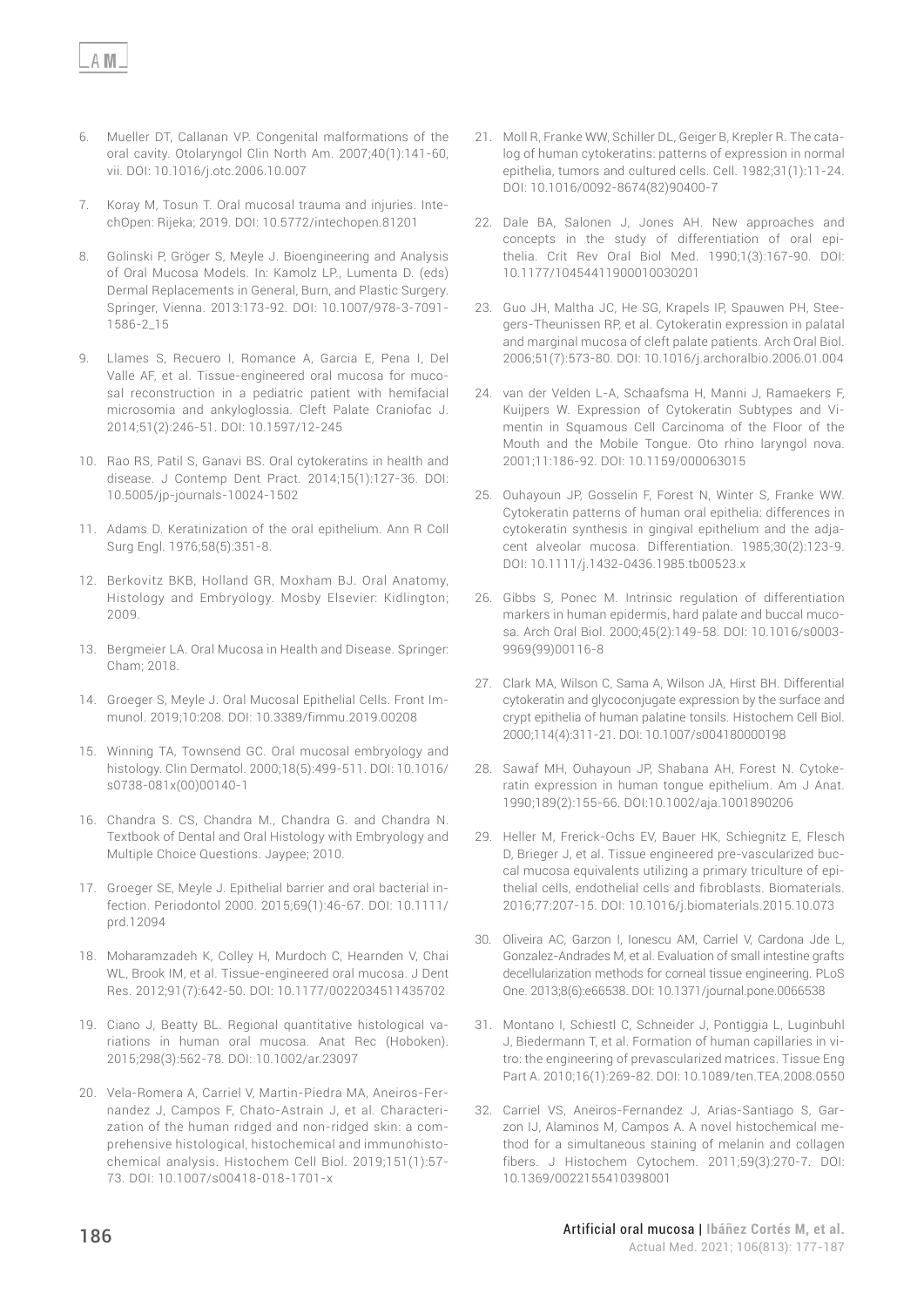6. Mueller DT, Callanan VP. Congenital malformations of the oral cavity. Otolaryngol Clin North Am. 2007;40(1):141-60, vii. DOI: 10.1016/j.otc.2006.10.007

7. Koray M, Tosun T. Oral mucosal trauma and injuries. IntechOpen: Rijeka; 2019. DOI: 10.5772/intechopen.81201

8. Golinski P, Gröger S, Meyle J. Bioengineering and Analysis of Oral Mucosa Models. In: Kamolz LP., Lumenta D. (eds) Dermal Replacements in General, Burn, and Plastic Surgery. Springer, Vienna. 2013:173-92. DOI: 10.1007/978-3-7091-1586-2_15

9. Llames S, Recuero I, Romance A, Garcia E, Pena I, Del Valle AF, et al. Tissue-engineered oral mucosa for mucosal reconstruction in a pediatric patient with hemifacial microsomia and ankyloglossia. Cleft Palate Craniofac J. 2014;51(2):246-51. DOI: 10.1597/12-245

10. Rao RS, Patil S, Ganavi BS. Oral cytokeratins in health and disease. J Contemp Dent Pract. 2014;15(1):127-36. DOI: 10.5005/jp-journals-10024-1502

11. Adams D. Keratinization of the oral epithelium. Ann R Coll Surg Engl. 1976;58(5):351-8.

12. Berkovitz BKB, Holland GR, Moxham BJ. Oral Anatomy, Histology and Embryology. Mosby Elsevier: Kidlington; 2009.

13. Bergmeier LA. Oral Mucosa in Health and Disease. Springer: Cham; 2018.

14. Groeger S, Meyle J. Oral Mucosal Epithelial Cells. Front Immunol. 2019;10:208. DOI: 10.3389/fimmu.2019.00208

15. Winning TA, Townsend GC. Oral mucosal embryology and histology. Clin Dermatol. 2000;18(5):499-511. DOI: 10.1016/s0738-081x(00)00140-1

16. Chandra S. CS, Chandra M., Chandra G. and Chandra N. Textbook of Dental and Oral Histology with Embryology and Multiple Choice Questions. Jaypee; 2010.

17. Groeger SE, Meyle J. Epithelial barrier and oral bacterial infection. Periodontol 2000. 2015;69(1):46-67. DOI: 10.1111/prd.12094

18. Moharamzadeh K, Colley H, Murdoch C, Hearnden V, Chai WL, Brook IM, et al. Tissue-engineered oral mucosa. J Dent Res. 2012;91(7):642-50. DOI: 10.1177/0022034511435702

19. Ciano J, Beatty BL. Regional quantitative histological variations in human oral mucosa. Anat Rec (Hoboken). 2015;298(3):562-78. DOI: 10.1002/ar.23097

20. Vela-Romera A, Carriel V, Martin-Piedra MA, Aneiros-Fernandez J, Campos F, Chato-Astrain J, et al. Characterization of the human ridged and non-ridged skin: a comprehensive histological, histochemical and immunohistochemical analysis. Histochem Cell Biol. 2019;151(1):57-73. DOI: 10.1007/s00418-018-1701-x

21. Moll R, Franke WW, Schiller DL, Geiger B, Krepler R. The catalog of human cytokeratins: patterns of expression in normal epithelia, tumors and cultured cells. Cell. 1982;31(1):11-24. DOI: 10.1016/0092-8674(82)90400-7

22. Dale BA, Salonen J, Jones AH. New approaches and concepts in the study of differentiation of oral epithelia. Crit Rev Oral Biol Med. 1990;1(3):167-90. DOI: 10.1177/10454411900010030201

23. Guo JH, Maltha JC, He SG, Krapels IP, Spauwen PH, Steegers-Theunissen RP, et al. Cytokeratin expression in palatal and marginal mucosa of cleft palate patients. Arch Oral Biol. 2006;51(7):573-80. DOI: 10.1016/j.archoralbio.2006.01.004

24. van der Velden L-A, Schaafsma H, Manni J, Ramaekers F, Kuijpers W. Expression of Cytokeratin Subtypes and Vimentin in Squamous Cell Carcinoma of the Floor of the Mouth and the Mobile Tongue. Oto rhino laryngol nova. 2001;11:186-92. DOI: 10.1159/000063015

25. Ouhayoun JP, Gosselin F, Forest N, Winter S, Franke WW. Cytokeratin patterns of human oral epithelia: differences in cytokeratin synthesis in gingival epithelium and the adjacent alveolar mucosa. Differentiation. 1985;30(2):123-9. DOI: 10.1111/j.1432-0436.1985.tb00523.x

26. Gibbs S, Ponec M. Intrinsic regulation of differentiation markers in human epidermis, hard palate and buccal mucosa. Arch Oral Biol. 2000;45(2):149-58. DOI: 10.1016/s0003-9969(99)00116-8

27. Clark MA, Wilson C, Sama A, Wilson JA, Hirst BH. Differential cytokeratin and glycoconjugate expression by the surface and crypt epithelia of human palatine tonsils. Histochem Cell Biol. 2000;114(4):311-21. DOI: 10.1007/s004180000198

28. Sawaf MH, Ouhayoun JP, Shabana AH, Forest N. Cytokeratin expression in human tongue epithelium. Am J Anat. 1990;189(2):155-66. DOI:10.1002/aja.1001890206

29. Heller M, Frerick-Ochs EV, Bauer HK, Schiegnitz E, Flesch D, Brieger J, et al. Tissue engineered pre-vascularized buccal mucosa equivalents utilizing a primary triculture of epithelial cells, endothelial cells and fibroblasts. Biomaterials. 2016;77:207-15. DOI: 10.1016/j.biomaterials.2015.10.073

30. Oliveira AC, Garzon I, Ionescu AM, Carriel V, Cardona Jde L, Gonzalez-Andrades M, et al. Evaluation of small intestine grafts decellularization methods for corneal tissue engineering. PLoS One. 2013;8(6):e66538. DOI: 10.1371/journal.pone.0066538

31. Montano I, Schiestl C, Schneider J, Pontiggia L, Luginbuhl J, Biedermann T, et al. Formation of human capillaries in vitro: the engineering of prevascularized matrices. Tissue Eng Part A. 2010;16(1):269-82. DOI: 10.1089/ten.TEA.2008.0550

32. Carriel VS, Aneiros-Fernandez J, Arias-Santiago S, Garzon IJ, Alaminos M, Campos A. A novel histochemical method for a simultaneous staining of melanin and collagen fibers. J Histochem Cytochem. 2011;59(3):270-7. DOI: 10.1369/0022155410398001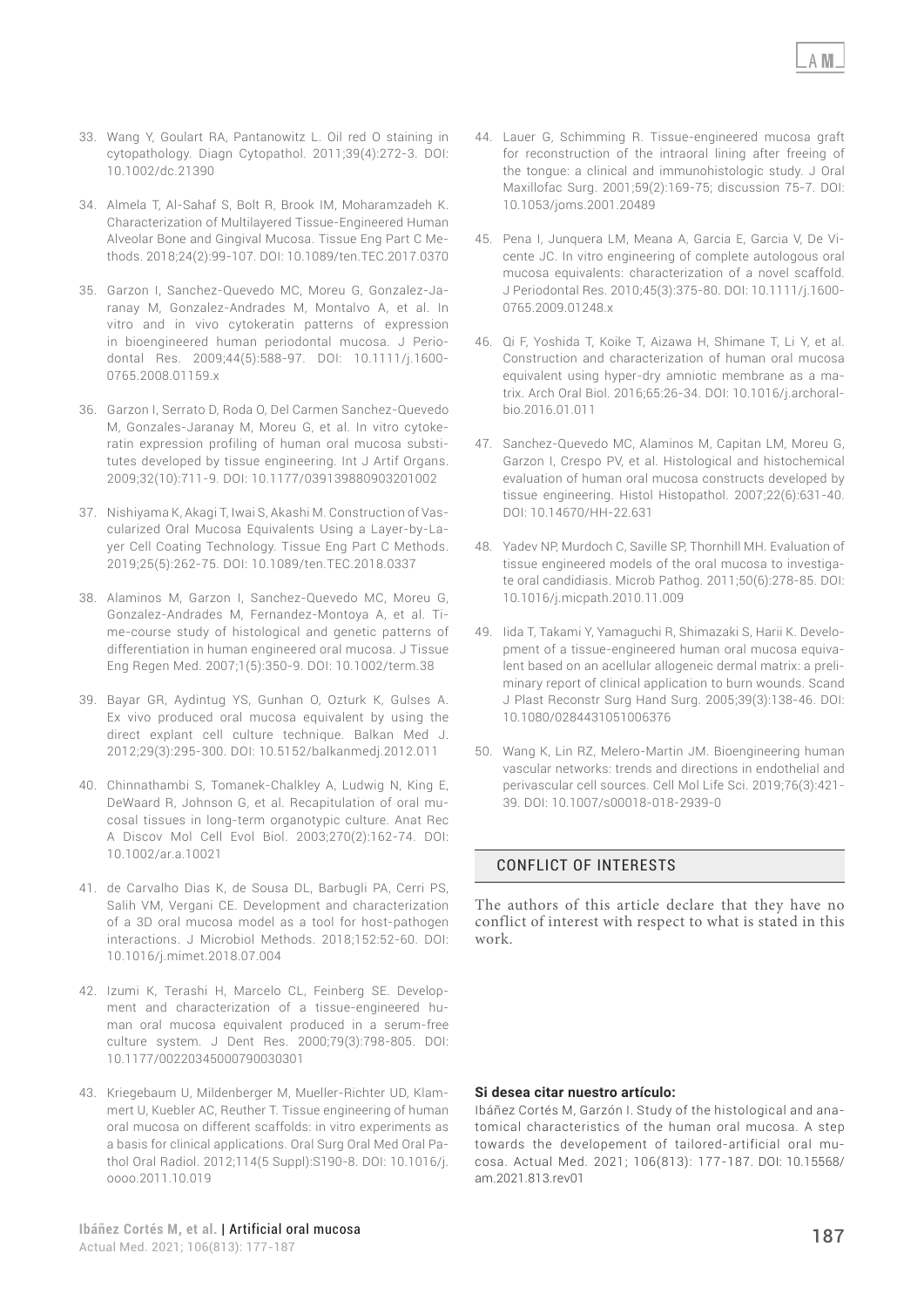33. Wang Y, Goulart RA, Pantanowitz L. Oil red O staining in cytopathology. Diagn Cytopathol. 2011;39(4):272-3. DOI: 10.1002/dc.21390

34. Almela T, Al-Sahaf S, Bolt R, Brook IM, Moharamzadeh K. Characterization of Multilayered Tissue-Engineered Human Alveolar Bone and Gingival Mucosa. Tissue Eng Part C Methods. 2018;24(2):99-107. DOI: 10.1089/ten.TEC.2017.0370

35. Garzon I, Sanchez-Quevedo MC, Moreu G, Gonzalez-Jaranay M, Gonzalez-Andrades M, Montalvo A, et al. In vitro and in vivo cytokeratin patterns of expression in bioengineered human periodontal mucosa. J Periodontal Res. 2009;44(5):588-97. DOI: 10.1111/j.1600-0765.2008.01159.x

36. Garzon I, Serrato D, Roda O, Del Carmen Sanchez-Quevedo M, Gonzales-Jaranay M, Moreu G, et al. In vitro cytokeratin expression profiling of human oral mucosa substitutes developed by tissue engineering. Int J Artif Organs. 2009;32(10):711-9. DOI: 10.1177/039139880903201002

37. Nishiyama K, Akagi T, Iwai S, Akashi M. Construction of Vascularized Oral Mucosa Equivalents Using a Layer-by-Layer Cell Coating Technology. Tissue Eng Part C Methods. 2019;25(5):262-75. DOI: 10.1089/ten.TEC.2018.0337

38. Alaminos M, Garzon I, Sanchez-Quevedo MC, Moreu G, Gonzalez-Andrades M, Fernandez-Montoya A, et al. Time-course study of histological and genetic patterns of differentiation in human engineered oral mucosa. J Tissue Eng Regen Med. 2007;1(5):350-9. DOI: 10.1002/term.38

39. Bayar GR, Aydintug YS, Gunhan O, Ozturk K, Gulses A. Ex vivo produced oral mucosa equivalent by using the direct explant cell culture technique. Balkan Med J. 2012;29(3):295-300. DOI: 10.5152/balkanmedj.2012.011

40. Chinnathambi S, Tomanek-Chalkley A, Ludwig N, King E, DeWaard R, Johnson G, et al. Recapitulation of oral mucosal tissues in long-term organotypic culture. Anat Rec A Discov Mol Cell Evol Biol. 2003;270(2):162-74. DOI: 10.1002/ar.a.10021

41. de Carvalho Dias K, de Sousa DL, Barbugli PA, Cerri PS, Salih VM, Vergani CE. Development and characterization of a 3D oral mucosa model as a tool for host-pathogen interactions. J Microbiol Methods. 2018;152:52-60. DOI: 10.1016/j.mimet.2018.07.004

42. Izumi K, Terashi H, Marcelo CL, Feinberg SE. Development and characterization of a tissue-engineered human oral mucosa equivalent produced in a serum-free culture system. J Dent Res. 2000;79(3):798-805. DOI: 10.1177/00220345000790030301

43. Kriegebaum U, Mildenberger M, Mueller-Richter UD, Klammert U, Kuebler AC, Reuther T. Tissue engineering of human oral mucosa on different scaffolds: in vitro experiments as a basis for clinical applications. Oral Surg Oral Med Oral Pathol Oral Radiol. 2012;114(5 Suppl):S190-8. DOI: 10.1016/j.oooo.2011.10.019

44. Lauer G, Schimming R. Tissue-engineered mucosa graft for reconstruction of the intraoral lining after freeing of the tongue: a clinical and immunohistologic study. J Oral Maxillofac Surg. 2001;59(2):169-75; discussion 75-7. DOI: 10.1053/joms.2001.20489

45. Pena I, Junquera LM, Meana A, Garcia E, Garcia V, De Vicente JC. In vitro engineering of complete autologous oral mucosa equivalents: characterization of a novel scaffold. J Periodontal Res. 2010;45(3):375-80. DOI: 10.1111/j.1600-0765.2009.01248.x

46. Qi F, Yoshida T, Koike T, Aizawa H, Shimane T, Li Y, et al. Construction and characterization of human oral mucosa equivalent using hyper-dry amniotic membrane as a matrix. Arch Oral Biol. 2016;65:26-34. DOI: 10.1016/j.archoralbio.2016.01.011

47. Sanchez-Quevedo MC, Alaminos M, Capitan LM, Moreu G, Garzon I, Crespo PV, et al. Histological and histochemical evaluation of human oral mucosa constructs developed by tissue engineering. Histol Histopathol. 2007;22(6):631-40. DOI: 10.14670/HH-22.631

48. Yadev NP, Murdoch C, Saville SP, Thornhill MH. Evaluation of tissue engineered models of the oral mucosa to investigate oral candidiasis. Microb Pathog. 2011;50(6):278-85. DOI: 10.1016/j.micpath.2010.11.009

49. Iida T, Takami Y, Yamaguchi R, Shimazaki S, Harii K. Development of a tissue-engineered human oral mucosa equivalent based on an acellular allogeneic dermal matrix: a preliminary report of clinical application to burn wounds. Scand J Plast Reconstr Surg Hand Surg. 2005;39(3):138-46. DOI: 10.1080/0284431051006376

50. Wang K, Lin RZ, Melero-Martin JM. Bioengineering human vascular networks: trends and directions in endothelial and perivascular cell sources. Cell Mol Life Sci. 2019;76(3):421-39. DOI: 10.1007/s00018-018-2939-0

## CONFLICT OF INTERESTS

The authors of this article declare that they have no conflict of interest with respect to what is stated in this work.

**Si desea citar nuestro artículo:**

Ibáñez Cortés M, Garzón I. Study of the histological and anatomical characteristics of the human oral mucosa. A step towards the developement of tailored-artificial oral mucosa. Actual Med. 2021; 106(813): 177-187. DOI: 10.15568/am.2021.813.rev01